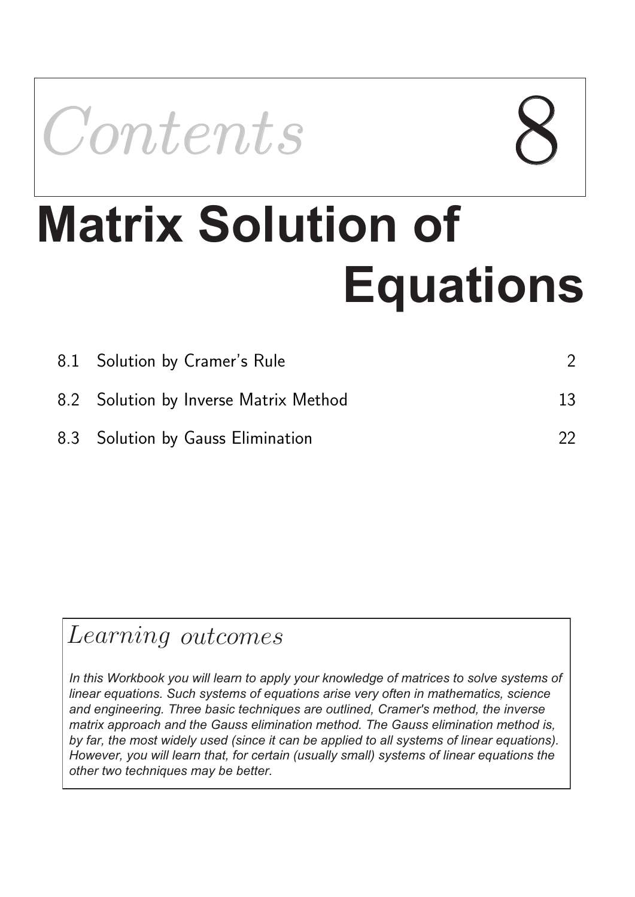*Contents* 8

# Matrix Solution of Equations

| | | |
|---|---|---|
| 8.1 | Solution by Cramer's Rule | 2 |
| 8.2 | Solution by Inverse Matrix Method | 13 |
| 8.3 | Solution by Gauss Elimination | 22 |

## *Learning outcomes*

*In this Workbook you will learn to apply your knowledge of matrices to solve systems of linear equations. Such systems of equations arise very often in mathematics, science and engineering. Three basic techniques are outlined, Cramer's method, the inverse matrix approach and the Gauss elimination method. The Gauss elimination method is, by far, the most widely used (since it can be applied to all systems of linear equations). However, you will learn that, for certain (usually small) systems of linear equations the other two techniques may be better.*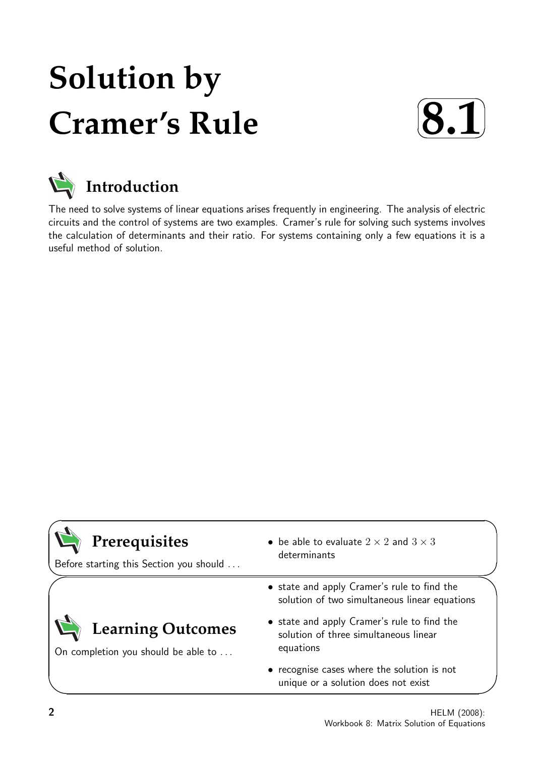# Solution by Cramer's Rule

# 8.1

## Introduction

The need to solve systems of linear equations arises frequently in engineering. The analysis of electric circuits and the control of systems are two examples. Cramer's rule for solving such systems involves the calculation of determinants and their ratio. For systems containing only a few equations it is a useful method of solution.

## Prerequisites

Before starting this Section you should ...

- be able to evaluate $2 \times 2$ and $3 \times 3$ determinants

## Learning Outcomes

On completion you should be able to ...

- state and apply Cramer's rule to find the solution of two simultaneous linear equations
- state and apply Cramer's rule to find the solution of three simultaneous linear equations
- recognise cases where the solution is not unique or a solution does not exist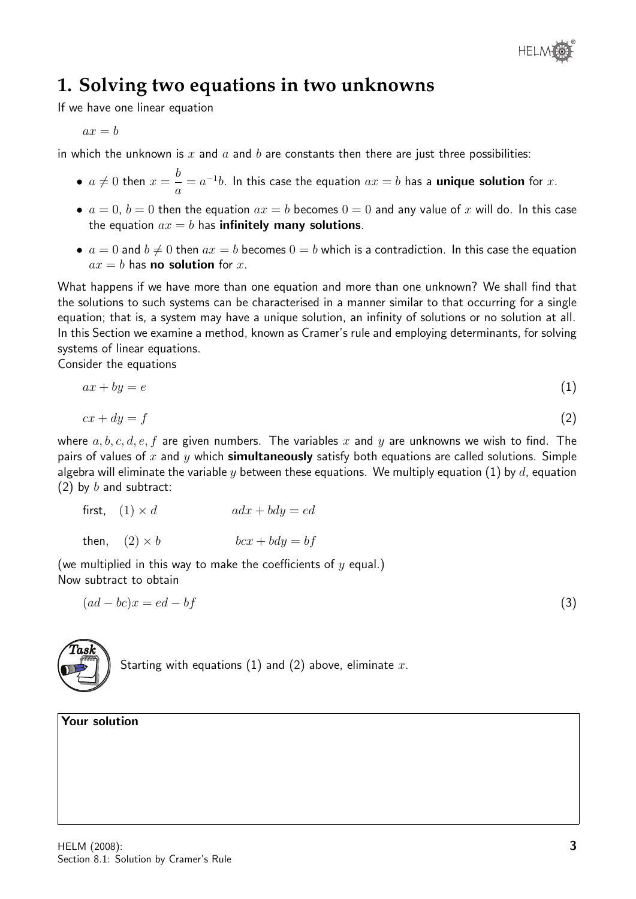# 1. Solving two equations in two unknowns

If we have one linear equation

$$ax = b$$

in which the unknown is $x$ and $a$ and $b$ are constants then there are just three possibilities:

- $a \neq 0$ then $x = \dfrac{b}{a} = a^{-1}b$. In this case the equation $ax = b$ has a **unique solution** for $x$.
- $a = 0$, $b = 0$ then the equation $ax = b$ becomes $0 = 0$ and any value of $x$ will do. In this case the equation $ax = b$ has **infinitely many solutions**.
- $a = 0$ and $b \neq 0$ then $ax = b$ becomes $0 = b$ which is a contradiction. In this case the equation $ax = b$ has **no solution** for $x$.

What happens if we have more than one equation and more than one unknown? We shall find that the solutions to such systems can be characterised in a manner similar to that occurring for a single equation; that is, a system may have a unique solution, an infinity of solutions or no solution at all. In this Section we examine a method, known as Cramer's rule and employing determinants, for solving systems of linear equations.

Consider the equations

$$ax + by = e \qquad (1)$$

$$cx + dy = f \qquad (2)$$

where $a, b, c, d, e, f$ are given numbers. The variables $x$ and $y$ are unknowns we wish to find. The pairs of values of $x$ and $y$ which **simultaneously** satisfy both equations are called solutions. Simple algebra will eliminate the variable $y$ between these equations. We multiply equation (1) by $d$, equation (2) by $b$ and subtract:

first, $(1) \times d$ $\qquad adx + bdy = ed$

then, $(2) \times b$ $\qquad bcx + bdy = bf$

(we multiplied in this way to make the coefficients of $y$ equal.)

Now subtract to obtain

$$(ad - bc)x = ed - bf \qquad (3)$$

**Task**

Starting with equations (1) and (2) above, eliminate $x$.

**Your solution**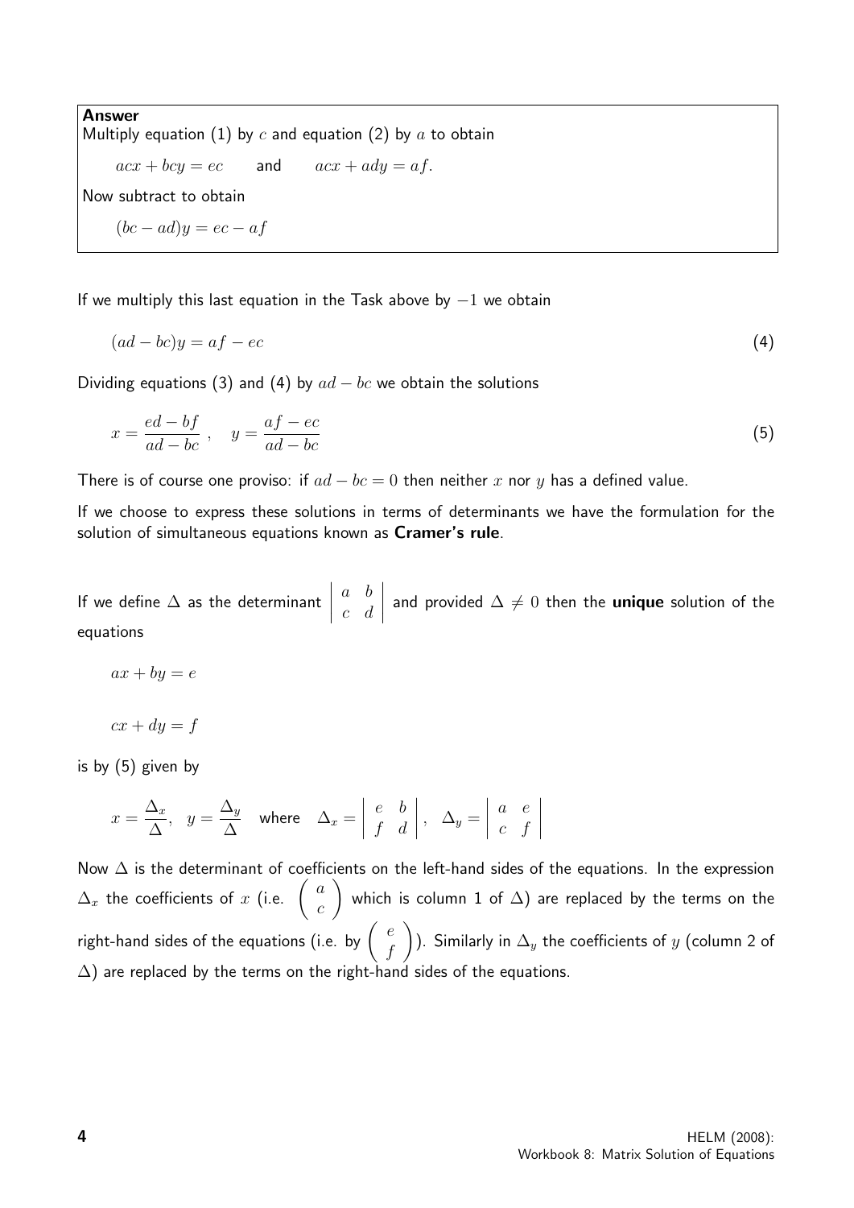**Answer**

Multiply equation (1) by $c$ and equation (2) by $a$ to obtain

$$acx + bcy = ec \qquad \text{and} \qquad acx + ady = af.$$

Now subtract to obtain

$$(bc - ad)y = ec - af$$

If we multiply this last equation in the Task above by $-1$ we obtain

$$(ad - bc)y = af - ec \tag{4}$$

Dividing equations (3) and (4) by $ad - bc$ we obtain the solutions

$$x = \frac{ed - bf}{ad - bc}\,, \quad y = \frac{af - ec}{ad - bc} \tag{5}$$

There is of course one proviso: if $ad - bc = 0$ then neither $x$ nor $y$ has a defined value.

If we choose to express these solutions in terms of determinants we have the formulation for the solution of simultaneous equations known as **Cramer's rule**.

If we define $\Delta$ as the determinant $\begin{vmatrix} a & b \\ c & d \end{vmatrix}$ and provided $\Delta \neq 0$ then the **unique** solution of the equations

$$ax + by = e$$

$$cx + dy = f$$

is by (5) given by

$$x = \frac{\Delta_x}{\Delta}, \quad y = \frac{\Delta_y}{\Delta} \quad \text{where} \quad \Delta_x = \begin{vmatrix} e & b \\ f & d \end{vmatrix}, \quad \Delta_y = \begin{vmatrix} a & e \\ c & f \end{vmatrix}$$

Now $\Delta$ is the determinant of coefficients on the left-hand sides of the equations. In the expression $\Delta_x$ the coefficients of $x$ (i.e. $\begin{pmatrix} a \\ c \end{pmatrix}$ which is column 1 of $\Delta$) are replaced by the terms on the right-hand sides of the equations (i.e. by $\begin{pmatrix} e \\ f \end{pmatrix}$). Similarly in $\Delta_y$ the coefficients of $y$ (column 2 of $\Delta$) are replaced by the terms on the right-hand sides of the equations.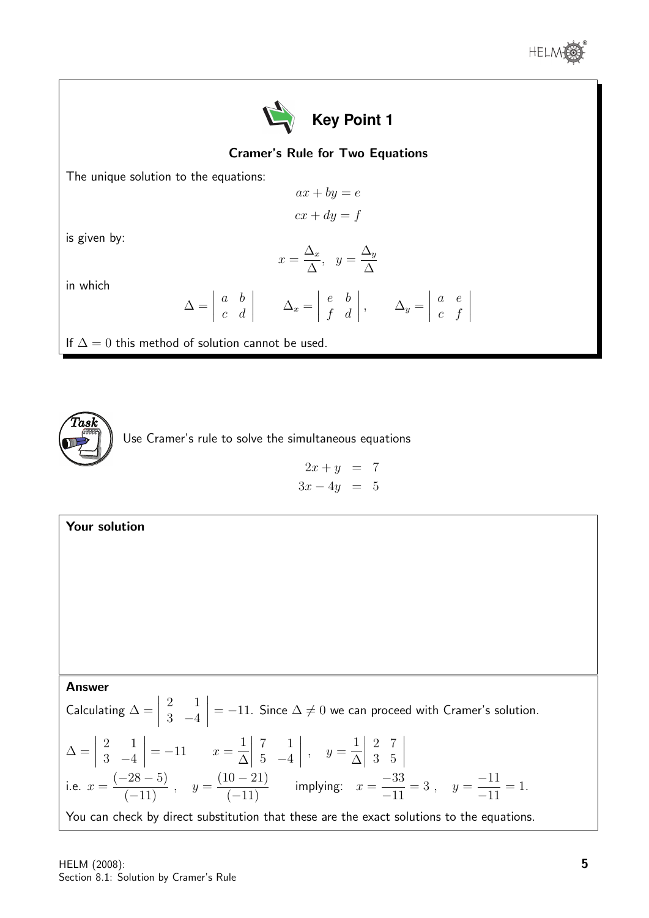## Key Point 1

**Cramer's Rule for Two Equations**

The unique solution to the equations:

$$ax + by = e$$
$$cx + dy = f$$

is given by:

$$x = \frac{\Delta_x}{\Delta}, \quad y = \frac{\Delta_y}{\Delta}$$

in which

$$\Delta = \begin{vmatrix} a & b \\ c & d \end{vmatrix} \qquad \Delta_x = \begin{vmatrix} e & b \\ f & d \end{vmatrix}, \qquad \Delta_y = \begin{vmatrix} a & e \\ c & f \end{vmatrix}$$

If $\Delta = 0$ this method of solution cannot be used.

### Task

Use Cramer's rule to solve the simultaneous equations

$$\begin{aligned} 2x + y &= 7 \\ 3x - 4y &= 5 \end{aligned}$$

**Your solution**

**Answer**

Calculating $\Delta = \begin{vmatrix} 2 & 1 \\ 3 & -4 \end{vmatrix} = -11$. Since $\Delta \neq 0$ we can proceed with Cramer's solution.

$$\Delta = \begin{vmatrix} 2 & 1 \\ 3 & -4 \end{vmatrix} = -11 \qquad x = \frac{1}{\Delta}\begin{vmatrix} 7 & 1 \\ 5 & -4 \end{vmatrix}, \quad y = \frac{1}{\Delta}\begin{vmatrix} 2 & 7 \\ 3 & 5 \end{vmatrix}$$

i.e. $x = \dfrac{(-28 - 5)}{(-11)}$, $\quad y = \dfrac{(10 - 21)}{(-11)}$ $\qquad$ implying: $\quad x = \dfrac{-33}{-11} = 3$, $\quad y = \dfrac{-11}{-11} = 1$.

You can check by direct substitution that these are the exact solutions to the equations.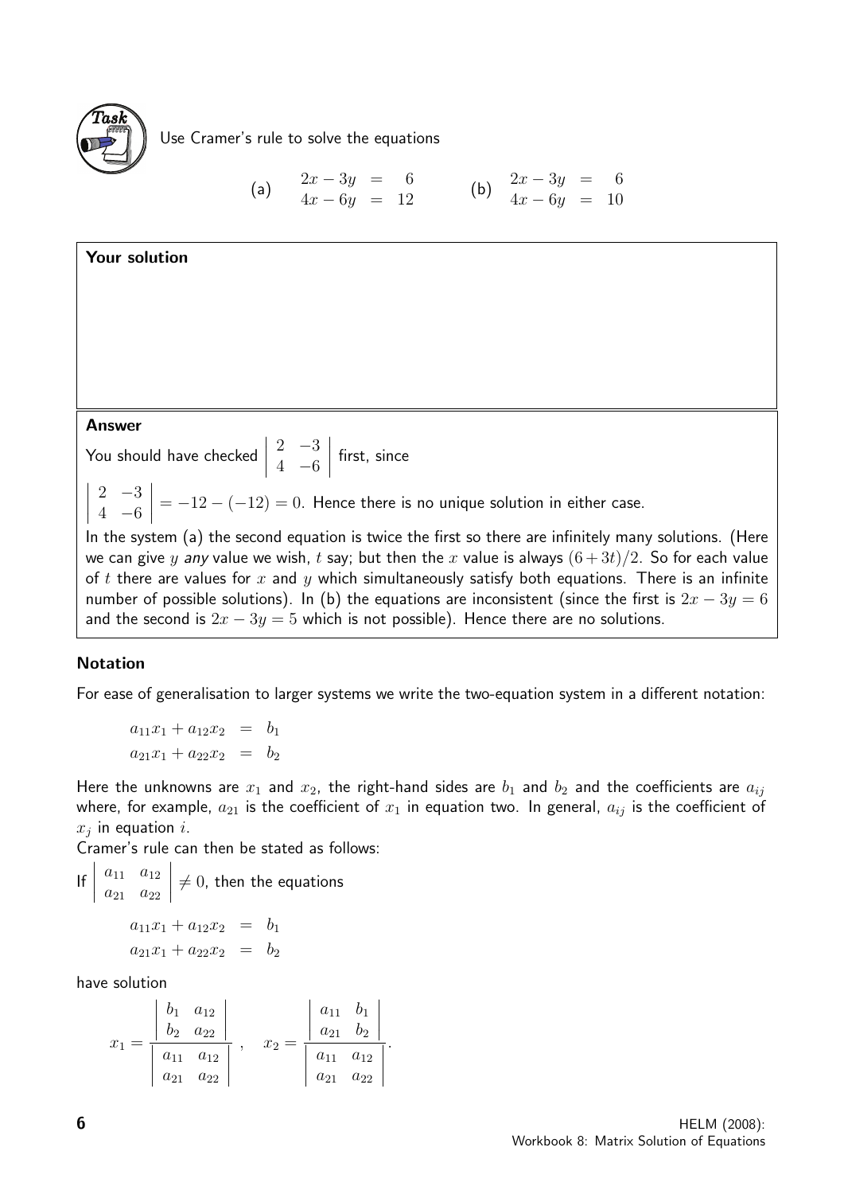**Task**

Use Cramer's rule to solve the equations

$$\text{(a)} \quad \begin{aligned} 2x - 3y &= 6 \\ 4x - 6y &= 12 \end{aligned} \qquad \text{(b)} \quad \begin{aligned} 2x - 3y &= 6 \\ 4x - 6y &= 10 \end{aligned}$$

**Your solution**

**Answer**

You should have checked $\begin{vmatrix} 2 & -3 \\ 4 & -6 \end{vmatrix}$ first, since

$\begin{vmatrix} 2 & -3 \\ 4 & -6 \end{vmatrix} = -12 - (-12) = 0$. Hence there is no unique solution in either case.

In the system (a) the second equation is twice the first so there are infinitely many solutions. (Here we can give $y$ *any* value we wish, $t$ say; but then the $x$ value is always $(6 + 3t)/2$. So for each value of $t$ there are values for $x$ and $y$ which simultaneously satisfy both equations. There is an infinite number of possible solutions). In (b) the equations are inconsistent (since the first is $2x - 3y = 6$ and the second is $2x - 3y = 5$ which is not possible). Hence there are no solutions.

### Notation

For ease of generalisation to larger systems we write the two-equation system in a different notation:

$$\begin{aligned} a_{11}x_1 + a_{12}x_2 &= b_1 \\ a_{21}x_1 + a_{22}x_2 &= b_2 \end{aligned}$$

Here the unknowns are $x_1$ and $x_2$, the right-hand sides are $b_1$ and $b_2$ and the coefficients are $a_{ij}$ where, for example, $a_{21}$ is the coefficient of $x_1$ in equation two. In general, $a_{ij}$ is the coefficient of $x_j$ in equation $i$.

Cramer's rule can then be stated as follows:

If $\begin{vmatrix} a_{11} & a_{12} \\ a_{21} & a_{22} \end{vmatrix} \neq 0$, then the equations

$$\begin{aligned} a_{11}x_1 + a_{12}x_2 &= b_1 \\ a_{21}x_1 + a_{22}x_2 &= b_2 \end{aligned}$$

have solution

$$x_1 = \frac{\begin{vmatrix} b_1 & a_{12} \\ b_2 & a_{22} \end{vmatrix}}{\begin{vmatrix} a_{11} & a_{12} \\ a_{21} & a_{22} \end{vmatrix}}, \quad x_2 = \frac{\begin{vmatrix} a_{11} & b_1 \\ a_{21} & b_2 \end{vmatrix}}{\begin{vmatrix} a_{11} & a_{12} \\ a_{21} & a_{22} \end{vmatrix}}.$$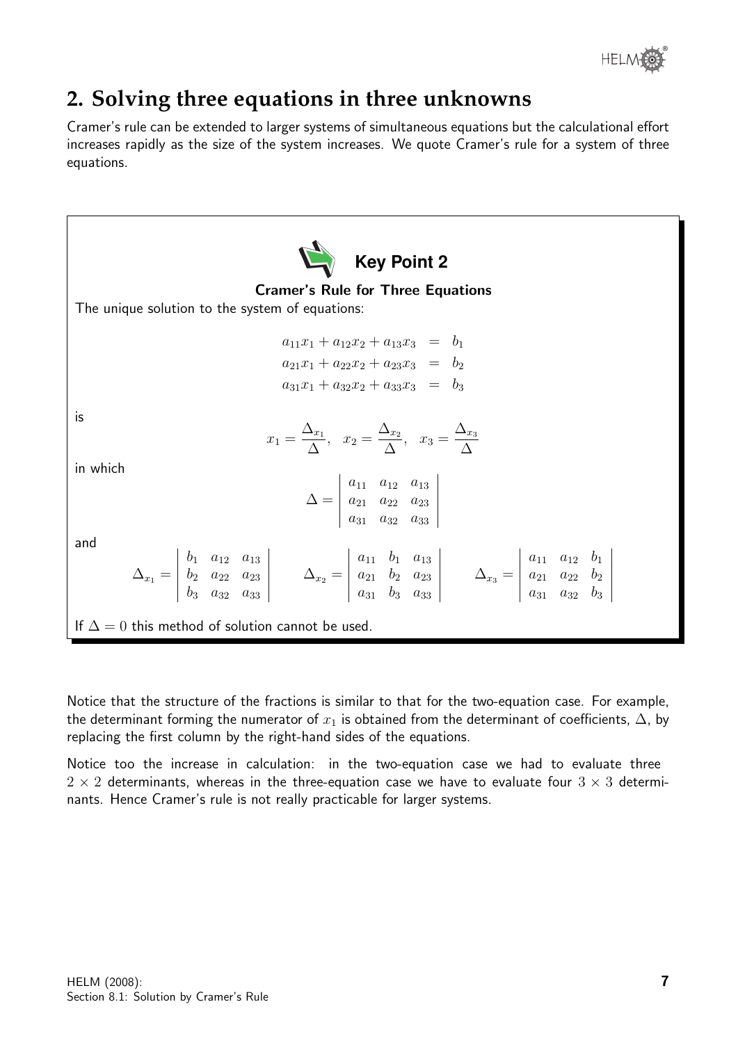## 2. Solving three equations in three unknowns

Cramer's rule can be extended to larger systems of simultaneous equations but the calculational effort increases rapidly as the size of the system increases. We quote Cramer's rule for a system of three equations.

**Key Point 2**

**Cramer's Rule for Three Equations**

The unique solution to the system of equations:

$$\begin{aligned} a_{11}x_1 + a_{12}x_2 + a_{13}x_3 &= b_1 \\ a_{21}x_1 + a_{22}x_2 + a_{23}x_3 &= b_2 \\ a_{31}x_1 + a_{32}x_2 + a_{33}x_3 &= b_3 \end{aligned}$$

is

$$x_1 = \frac{\Delta_{x_1}}{\Delta}, \quad x_2 = \frac{\Delta_{x_2}}{\Delta}, \quad x_3 = \frac{\Delta_{x_3}}{\Delta}$$

in which

$$\Delta = \begin{vmatrix} a_{11} & a_{12} & a_{13} \\ a_{21} & a_{22} & a_{23} \\ a_{31} & a_{32} & a_{33} \end{vmatrix}$$

and

$$\Delta_{x_1} = \begin{vmatrix} b_1 & a_{12} & a_{13} \\ b_2 & a_{22} & a_{23} \\ b_3 & a_{32} & a_{33} \end{vmatrix} \qquad \Delta_{x_2} = \begin{vmatrix} a_{11} & b_1 & a_{13} \\ a_{21} & b_2 & a_{23} \\ a_{31} & b_3 & a_{33} \end{vmatrix} \qquad \Delta_{x_3} = \begin{vmatrix} a_{11} & a_{12} & b_1 \\ a_{21} & a_{22} & b_2 \\ a_{31} & a_{32} & b_3 \end{vmatrix}$$

If $\Delta = 0$ this method of solution cannot be used.

Notice that the structure of the fractions is similar to that for the two-equation case. For example, the determinant forming the numerator of $x_1$ is obtained from the determinant of coefficients, $\Delta$, by replacing the first column by the right-hand sides of the equations.

Notice too the increase in calculation: in the two-equation case we had to evaluate three $2 \times 2$ determinants, whereas in the three-equation case we have to evaluate four $3 \times 3$ determinants. Hence Cramer's rule is not really practicable for larger systems.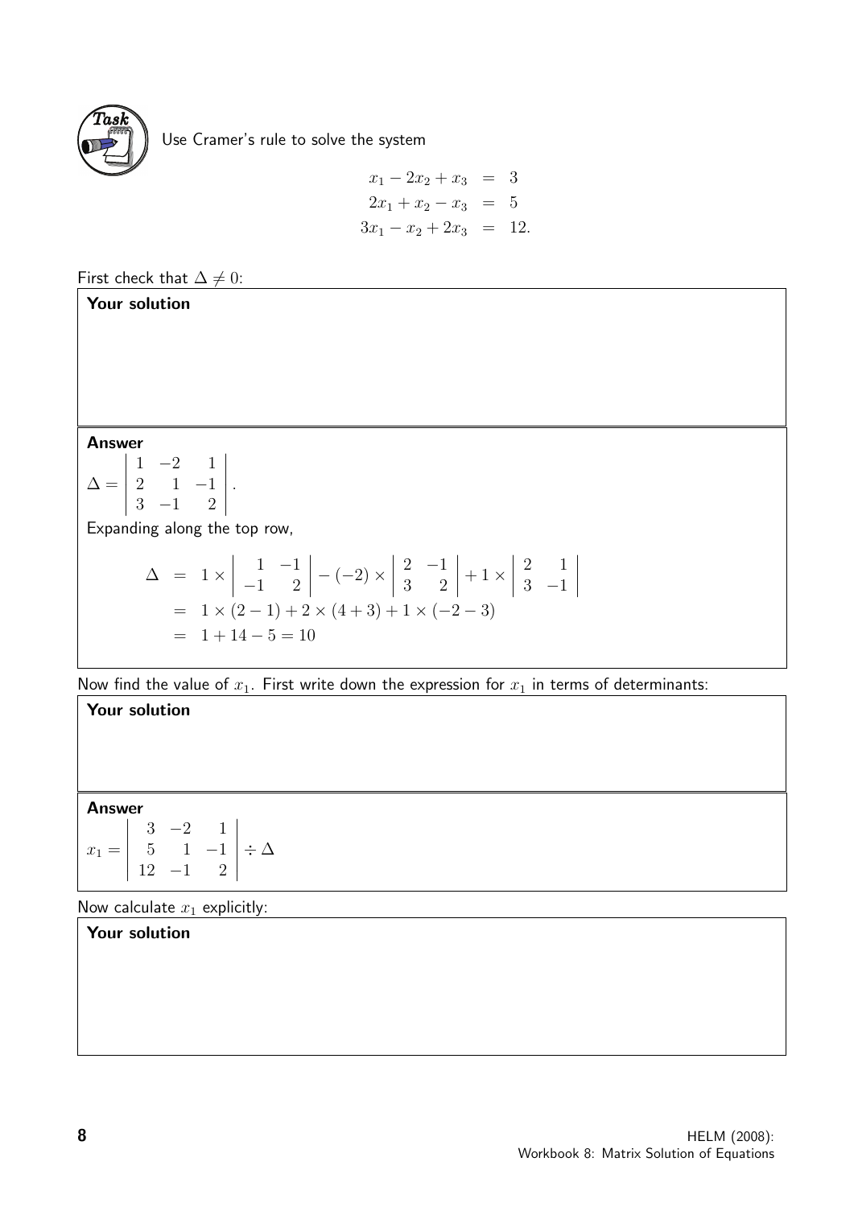**Task**

Use Cramer's rule to solve the system

$$
\begin{aligned}
x_1 - 2x_2 + x_3 &= 3 \\
2x_1 + x_2 - x_3 &= 5 \\
3x_1 - x_2 + 2x_3 &= 12.
\end{aligned}
$$

First check that $\Delta \neq 0$:

**Your solution**

**Answer**

$$\Delta = \begin{vmatrix} 1 & -2 & 1 \\ 2 & 1 & -1 \\ 3 & -1 & 2 \end{vmatrix}.$$

Expanding along the top row,

$$
\begin{aligned}
\Delta &= 1 \times \begin{vmatrix} 1 & -1 \\ -1 & 2 \end{vmatrix} - (-2) \times \begin{vmatrix} 2 & -1 \\ 3 & 2 \end{vmatrix} + 1 \times \begin{vmatrix} 2 & 1 \\ 3 & -1 \end{vmatrix} \\
&= 1 \times (2 - 1) + 2 \times (4 + 3) + 1 \times (-2 - 3) \\
&= 1 + 14 - 5 = 10
\end{aligned}
$$

Now find the value of $x_1$. First write down the expression for $x_1$ in terms of determinants:

**Your solution**

**Answer**

$$x_1 = \begin{vmatrix} 3 & -2 & 1 \\ 5 & 1 & -1 \\ 12 & -1 & 2 \end{vmatrix} \div \Delta$$

Now calculate $x_1$ explicitly:

**Your solution**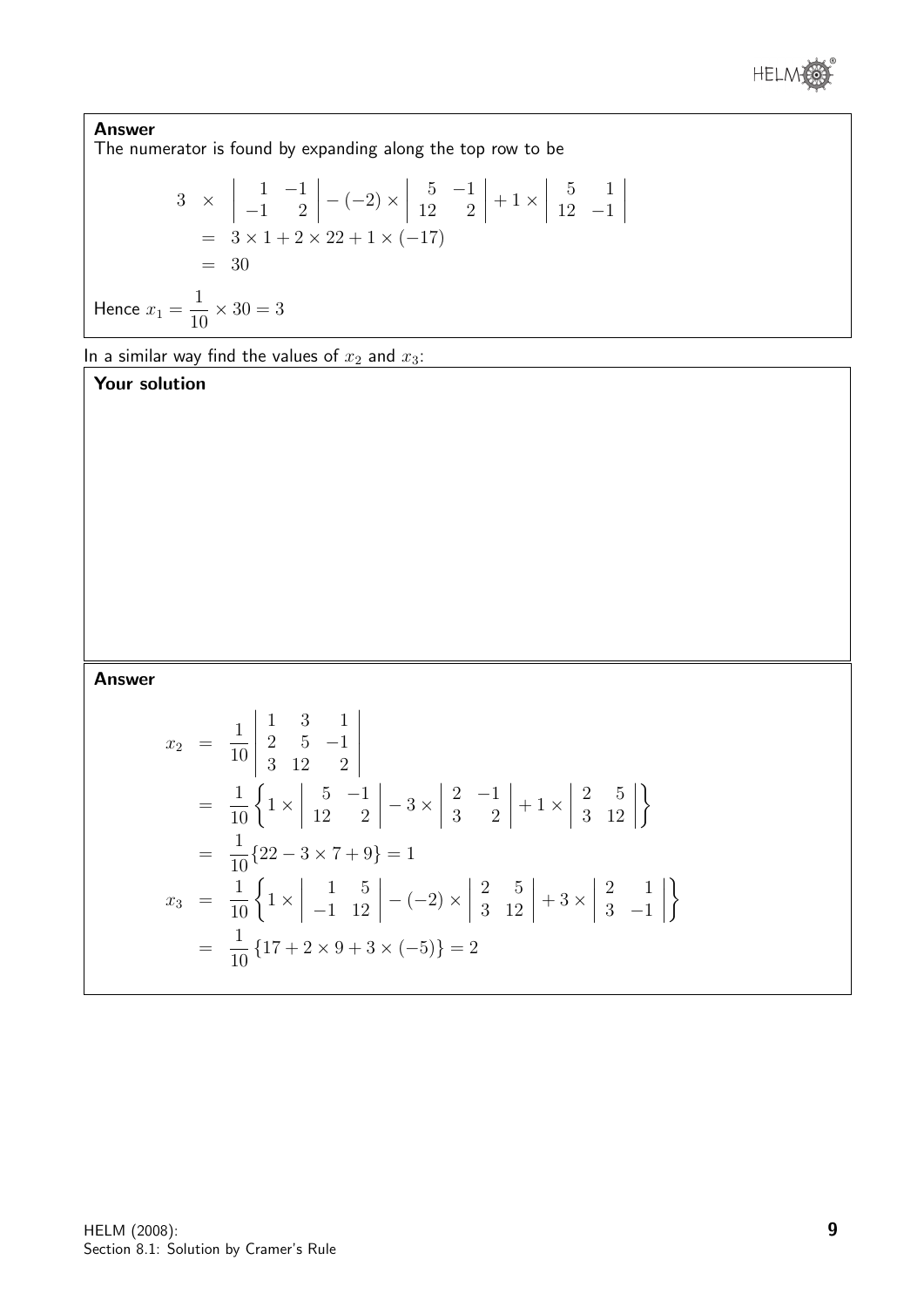**Answer**

The numerator is found by expanding along the top row to be

$$
\begin{aligned}
3 \quad \times & \quad \begin{vmatrix} 1 & -1 \\ -1 & 2 \end{vmatrix} - (-2) \times \begin{vmatrix} 5 & -1 \\ 12 & 2 \end{vmatrix} + 1 \times \begin{vmatrix} 5 & 1 \\ 12 & -1 \end{vmatrix} \\
&= 3 \times 1 + 2 \times 22 + 1 \times (-17) \\
&= 30
\end{aligned}
$$

Hence $x_1 = \dfrac{1}{10} \times 30 = 3$

In a similar way find the values of $x_2$ and $x_3$:

**Your solution**

**Answer**

$$
\begin{aligned}
x_2 &= \frac{1}{10} \begin{vmatrix} 1 & 3 & 1 \\ 2 & 5 & -1 \\ 3 & 12 & 2 \end{vmatrix} \\
&= \frac{1}{10} \left\{ 1 \times \begin{vmatrix} 5 & -1 \\ 12 & 2 \end{vmatrix} - 3 \times \begin{vmatrix} 2 & -1 \\ 3 & 2 \end{vmatrix} + 1 \times \begin{vmatrix} 2 & 5 \\ 3 & 12 \end{vmatrix} \right\} \\
&= \frac{1}{10} \{22 - 3 \times 7 + 9\} = 1 \\
x_3 &= \frac{1}{10} \left\{ 1 \times \begin{vmatrix} 1 & 5 \\ -1 & 12 \end{vmatrix} - (-2) \times \begin{vmatrix} 2 & 5 \\ 3 & 12 \end{vmatrix} + 3 \times \begin{vmatrix} 2 & 1 \\ 3 & -1 \end{vmatrix} \right\} \\
&= \frac{1}{10} \{17 + 2 \times 9 + 3 \times (-5)\} = 2
\end{aligned}
$$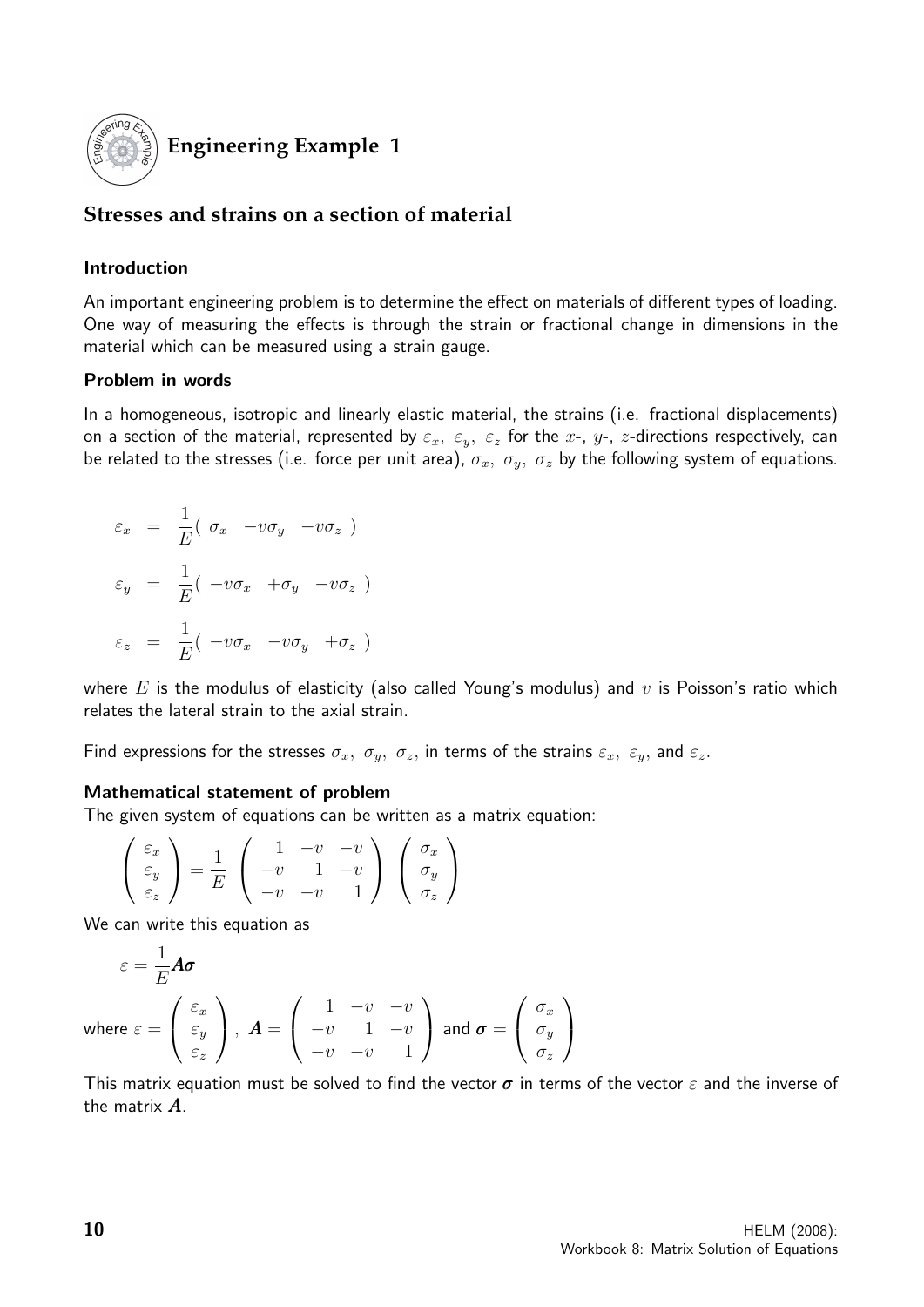## Engineering Example 1

### Stresses and strains on a section of material

#### Introduction

An important engineering problem is to determine the effect on materials of different types of loading. One way of measuring the effects is through the strain or fractional change in dimensions in the material which can be measured using a strain gauge.

#### Problem in words

In a homogeneous, isotropic and linearly elastic material, the strains (i.e. fractional displacements) on a section of the material, represented by $\varepsilon_x,\ \varepsilon_y,\ \varepsilon_z$ for the $x$-, $y$-, $z$-directions respectively, can be related to the stresses (i.e. force per unit area), $\sigma_x,\ \sigma_y,\ \sigma_z$ by the following system of equations.

$$\begin{aligned}
\varepsilon_x &= \frac{1}{E}(\ \sigma_x \quad -v\sigma_y \quad -v\sigma_z\ ) \\
\varepsilon_y &= \frac{1}{E}(\ -v\sigma_x \quad +\sigma_y \quad -v\sigma_z\ ) \\
\varepsilon_z &= \frac{1}{E}(\ -v\sigma_x \quad -v\sigma_y \quad +\sigma_z\ )
\end{aligned}$$

where $E$ is the modulus of elasticity (also called Young's modulus) and $v$ is Poisson's ratio which relates the lateral strain to the axial strain.

Find expressions for the stresses $\sigma_x,\ \sigma_y,\ \sigma_z$, in terms of the strains $\varepsilon_x,\ \varepsilon_y$, and $\varepsilon_z$.

#### Mathematical statement of problem

The given system of equations can be written as a matrix equation:

$$\begin{pmatrix} \varepsilon_x \\ \varepsilon_y \\ \varepsilon_z \end{pmatrix} = \frac{1}{E} \begin{pmatrix} 1 & -v & -v \\ -v & 1 & -v \\ -v & -v & 1 \end{pmatrix} \begin{pmatrix} \sigma_x \\ \sigma_y \\ \sigma_z \end{pmatrix}$$

We can write this equation as

$$\varepsilon = \frac{1}{E}\boldsymbol{A\sigma}$$

where $\varepsilon = \begin{pmatrix} \varepsilon_x \\ \varepsilon_y \\ \varepsilon_z \end{pmatrix}$, $\boldsymbol{A} = \begin{pmatrix} 1 & -v & -v \\ -v & 1 & -v \\ -v & -v & 1 \end{pmatrix}$ and $\boldsymbol{\sigma} = \begin{pmatrix} \sigma_x \\ \sigma_y \\ \sigma_z \end{pmatrix}$

This matrix equation must be solved to find the vector $\boldsymbol{\sigma}$ in terms of the vector $\varepsilon$ and the inverse of the matrix $\boldsymbol{A}$.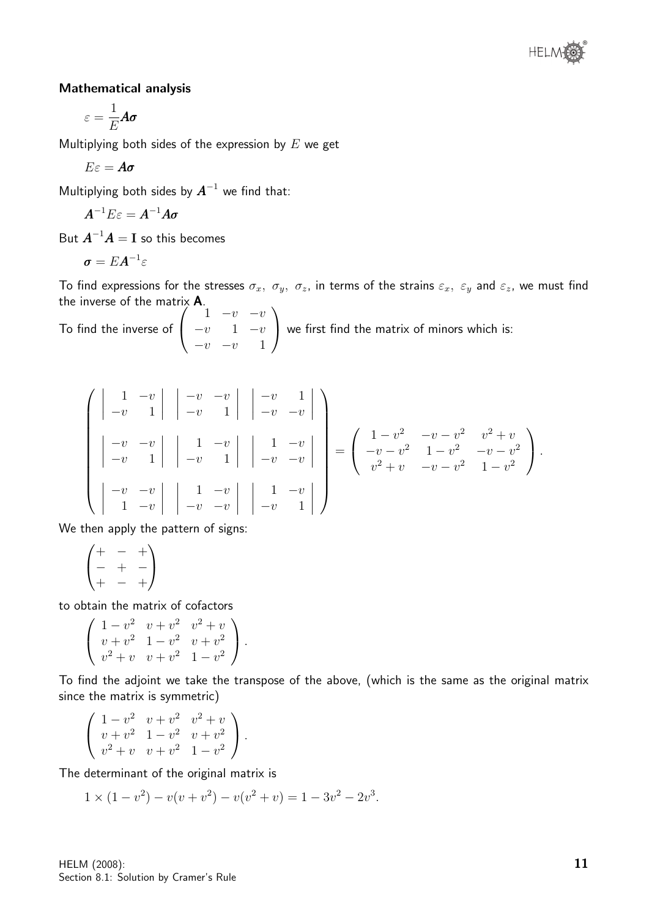### Mathematical analysis

$$\varepsilon = \frac{1}{E}\boldsymbol{A\sigma}$$

Multiplying both sides of the expression by $E$ we get

$$E\varepsilon = \boldsymbol{A\sigma}$$

Multiplying both sides by $\boldsymbol{A}^{-1}$ we find that:

$$\boldsymbol{A}^{-1}E\varepsilon = \boldsymbol{A}^{-1}\boldsymbol{A\sigma}$$

But $\boldsymbol{A}^{-1}\boldsymbol{A} = \mathbf{I}$ so this becomes

$$\boldsymbol{\sigma} = E\boldsymbol{A}^{-1}\varepsilon$$

To find expressions for the stresses $\sigma_x,\ \sigma_y,\ \sigma_z$, in terms of the strains $\varepsilon_x,\ \varepsilon_y$ and $\varepsilon_z$, we must find the inverse of the matrix $\mathbf{A}$.

To find the inverse of $\begin{pmatrix} 1 & -v & -v \\ -v & 1 & -v \\ -v & -v & 1 \end{pmatrix}$ we first find the matrix of minors which is:

$$\begin{pmatrix} \begin{vmatrix} 1 & -v \\ -v & 1 \end{vmatrix} & \begin{vmatrix} -v & -v \\ -v & 1 \end{vmatrix} & \begin{vmatrix} -v & 1 \\ -v & -v \end{vmatrix} \\ \\ \begin{vmatrix} -v & -v \\ -v & 1 \end{vmatrix} & \begin{vmatrix} 1 & -v \\ -v & 1 \end{vmatrix} & \begin{vmatrix} 1 & -v \\ -v & -v \end{vmatrix} \\ \\ \begin{vmatrix} -v & -v \\ 1 & -v \end{vmatrix} & \begin{vmatrix} 1 & -v \\ -v & -v \end{vmatrix} & \begin{vmatrix} 1 & -v \\ -v & 1 \end{vmatrix} \end{pmatrix} = \begin{pmatrix} 1-v^2 & -v-v^2 & v^2+v \\ -v-v^2 & 1-v^2 & -v-v^2 \\ v^2+v & -v-v^2 & 1-v^2 \end{pmatrix}.$$

We then apply the pattern of signs:

$$\begin{pmatrix} + & - & + \\ - & + & - \\ + & - & + \end{pmatrix}$$

to obtain the matrix of cofactors

$$\begin{pmatrix} 1-v^2 & v+v^2 & v^2+v \\ v+v^2 & 1-v^2 & v+v^2 \\ v^2+v & v+v^2 & 1-v^2 \end{pmatrix}.$$

To find the adjoint we take the transpose of the above, (which is the same as the original matrix since the matrix is symmetric)

$$\begin{pmatrix} 1-v^2 & v+v^2 & v^2+v \\ v+v^2 & 1-v^2 & v+v^2 \\ v^2+v & v+v^2 & 1-v^2 \end{pmatrix}.$$

The determinant of the original matrix is

$$1 \times (1-v^2) - v(v+v^2) - v(v^2+v) = 1 - 3v^2 - 2v^3.$$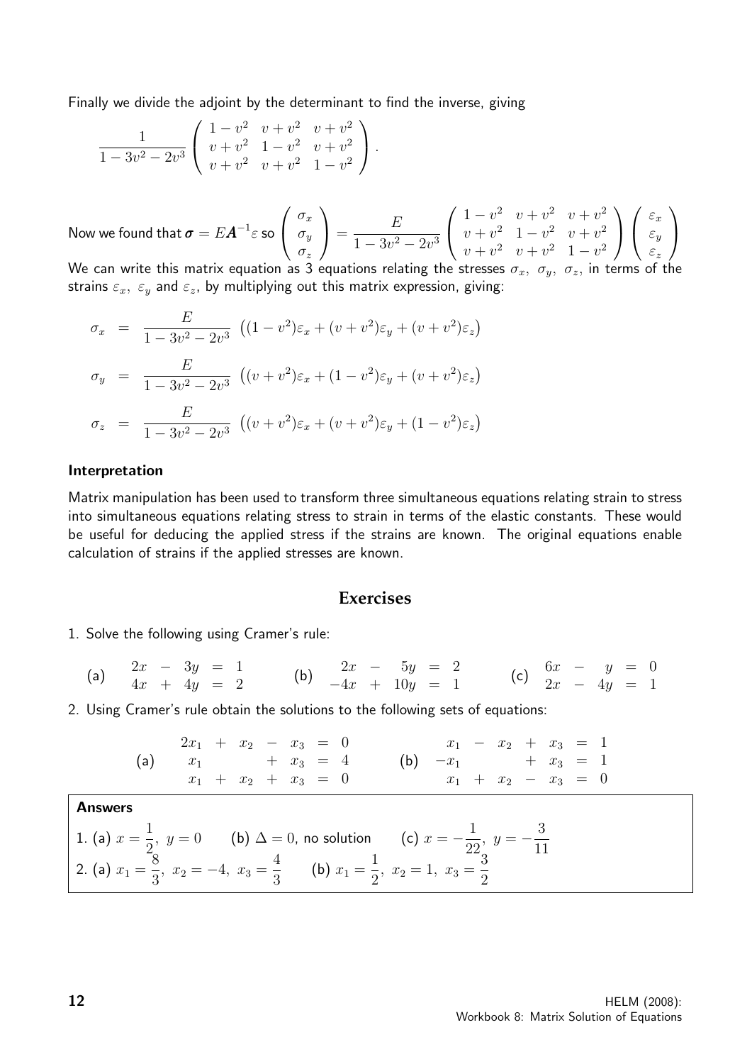Finally we divide the adjoint by the determinant to find the inverse, giving

$$\frac{1}{1-3v^2-2v^3}\begin{pmatrix} 1-v^2 & v+v^2 & v+v^2 \\ v+v^2 & 1-v^2 & v+v^2 \\ v+v^2 & v+v^2 & 1-v^2 \end{pmatrix}.$$

Now we found that $\boldsymbol{\sigma} = E\boldsymbol{A}^{-1}\varepsilon$ so $\begin{pmatrix} \sigma_x \\ \sigma_y \\ \sigma_z \end{pmatrix} = \dfrac{E}{1-3v^2-2v^3}\begin{pmatrix} 1-v^2 & v+v^2 & v+v^2 \\ v+v^2 & 1-v^2 & v+v^2 \\ v+v^2 & v+v^2 & 1-v^2 \end{pmatrix}\begin{pmatrix} \varepsilon_x \\ \varepsilon_y \\ \varepsilon_z \end{pmatrix}$

We can write this matrix equation as 3 equations relating the stresses $\sigma_x,\ \sigma_y,\ \sigma_z$, in terms of the strains $\varepsilon_x,\ \varepsilon_y$ and $\varepsilon_z$, by multiplying out this matrix expression, giving:

$$\sigma_x = \frac{E}{1-3v^2-2v^3}\left((1-v^2)\varepsilon_x + (v+v^2)\varepsilon_y + (v+v^2)\varepsilon_z\right)$$

$$\sigma_y = \frac{E}{1-3v^2-2v^3}\left((v+v^2)\varepsilon_x + (1-v^2)\varepsilon_y + (v+v^2)\varepsilon_z\right)$$

$$\sigma_z = \frac{E}{1-3v^2-2v^3}\left((v+v^2)\varepsilon_x + (v+v^2)\varepsilon_y + (1-v^2)\varepsilon_z\right)$$

#### Interpretation

Matrix manipulation has been used to transform three simultaneous equations relating strain to stress into simultaneous equations relating stress to strain in terms of the elastic constants. These would be useful for deducing the applied stress if the strains are known. The original equations enable calculation of strains if the applied stresses are known.

## Exercises

1. Solve the following using Cramer's rule:

(a) $\begin{aligned} 2x - 3y &= 1 \\ 4x + 4y &= 2 \end{aligned}$ (b) $\begin{aligned} 2x - 5y &= 2 \\ -4x + 10y &= 1 \end{aligned}$ (c) $\begin{aligned} 6x - y &= 0 \\ 2x - 4y &= 1 \end{aligned}$

2. Using Cramer's rule obtain the solutions to the following sets of equations:

(a) $\begin{aligned} 2x_1 + x_2 - x_3 &= 0 \\ x_1 \qquad + x_3 &= 4 \\ x_1 + x_2 + x_3 &= 0 \end{aligned}$ (b) $\begin{aligned} x_1 - x_2 + x_3 &= 1 \\ -x_1 \qquad + x_3 &= 1 \\ x_1 + x_2 - x_3 &= 0 \end{aligned}$

**Answers**

1. (a) $x = \dfrac{1}{2},\ y = 0$ (b) $\Delta = 0$, no solution (c) $x = -\dfrac{1}{22},\ y = -\dfrac{3}{11}$

2. (a) $x_1 = \dfrac{8}{3},\ x_2 = -4,\ x_3 = \dfrac{4}{3}$ (b) $x_1 = \dfrac{1}{2},\ x_2 = 1,\ x_3 = \dfrac{3}{2}$